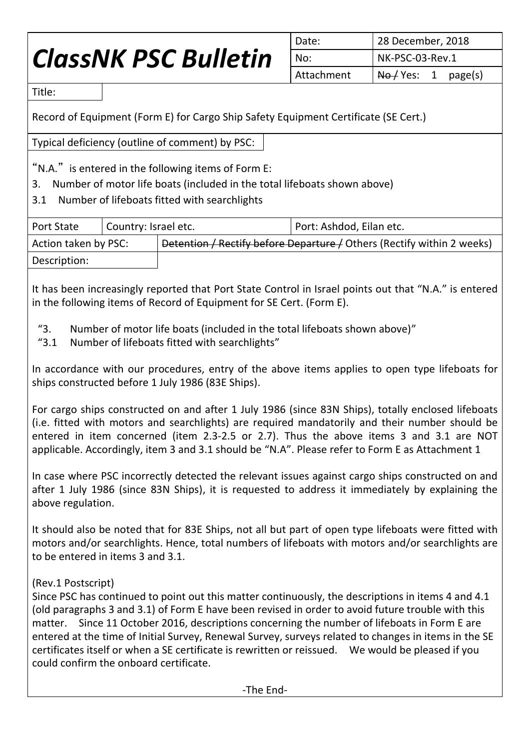# *ClassNK PSC Bulletin*

| Date: | 28 December, 2018 |
|---|---|
| No: | NK-PSC-03-Rev.1 |
| Attachment | ~~No /~~ Yes: 1 page(s) |

Title:

Record of Equipment (Form E) for Cargo Ship Safety Equipment Certificate (SE Cert.)

Typical deficiency (outline of comment) by PSC:

"N.A." is entered in the following items of Form E:

3. Number of motor life boats (included in the total lifeboats shown above)

3.1 Number of lifeboats fitted with searchlights

| Port State | Country: Israel etc. | Port: Ashdod, Eilan etc. |
|---|---|---|
| Action taken by PSC: | ~~Detention / Rectify before Departure /~~ Others (Rectify within 2 weeks) | |

Description:

It has been increasingly reported that Port State Control in Israel points out that "N.A." is entered in the following items of Record of Equipment for SE Cert. (Form E).

"3. Number of motor life boats (included in the total lifeboats shown above)"
"3.1 Number of lifeboats fitted with searchlights"

In accordance with our procedures, entry of the above items applies to open type lifeboats for ships constructed before 1 July 1986 (83E Ships).

For cargo ships constructed on and after 1 July 1986 (since 83N Ships), totally enclosed lifeboats (i.e. fitted with motors and searchlights) are required mandatorily and their number should be entered in item concerned (item 2.3-2.5 or 2.7). Thus the above items 3 and 3.1 are NOT applicable. Accordingly, item 3 and 3.1 should be "N.A". Please refer to Form E as Attachment 1

In case where PSC incorrectly detected the relevant issues against cargo ships constructed on and after 1 July 1986 (since 83N Ships), it is requested to address it immediately by explaining the above regulation.

It should also be noted that for 83E Ships, not all but part of open type lifeboats were fitted with motors and/or searchlights. Hence, total numbers of lifeboats with motors and/or searchlights are to be entered in items 3 and 3.1.

(Rev.1 Postscript)
Since PSC has continued to point out this matter continuously, the descriptions in items 4 and 4.1 (old paragraphs 3 and 3.1) of Form E have been revised in order to avoid future trouble with this matter. Since 11 October 2016, descriptions concerning the number of lifeboats in Form E are entered at the time of Initial Survey, Renewal Survey, surveys related to changes in items in the SE certificates itself or when a SE certificate is rewritten or reissued. We would be pleased if you could confirm the onboard certificate.

-The End-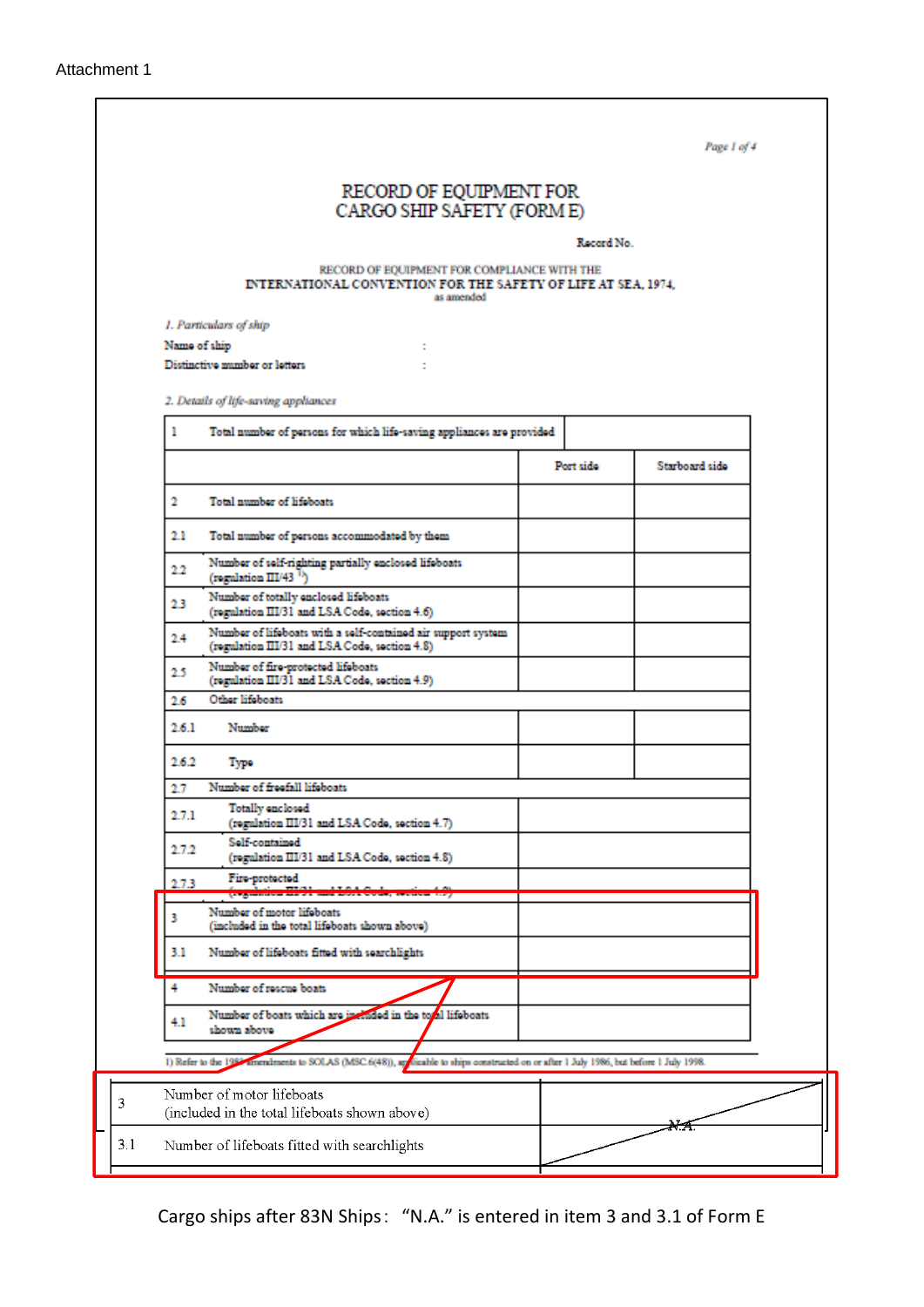Attachment 1

Record No.

# RECORD OF EQUIPMENT FOR CARGO SHIP SAFETY (FORM E)

RECORD OF EQUIPMENT FOR COMPLIANCE WITH THE INTERNATIONAL CONVENTION FOR THE SAFETY OF LIFE AT SEA, 1974, as amended

*1. Particulars of ship*

Name of ship :

Distinctive number or letters :

*2. Details of life-saving appliances*

| | | | |
|---|---|---|---|
| 1 | Total number of persons for which life-saving appliances are provided | | |
| | | Port side | Starboard side |
| 2 | Total number of lifeboats | | |
| 2.1 | Total number of persons accommodated by them | | |
| 2.2 | Number of self-righting partially enclosed lifeboats (regulation III/43 [1]) | | |
| 2.3 | Number of totally enclosed lifeboats (regulation III/31 and LSA Code, section 4.6) | | |
| 2.4 | Number of lifeboats with a self-contained air support system (regulation III/31 and LSA Code, section 4.8) | | |
| 2.5 | Number of fire-protected lifeboats (regulation III/31 and LSA Code, section 4.9) | | |
| 2.6 | Other lifeboats | | |
| 2.6.1 | Number | | |
| 2.6.2 | Type | | |
| 2.7 | Number of freefall lifeboats | | |
| 2.7.1 | Totally enclosed (regulation III/31 and LSA Code, section 4.7) | | |
| 2.7.2 | Self-contained (regulation III/31 and LSA Code, section 4.8) | | |
| 2.7.3 | Fire-protected (regulation III/31 and LSA Code, section 4.9) | | |
| 3 | Number of motor lifeboats (included in the total lifeboats shown above) | | |
| 3.1 | Number of lifeboats fitted with searchlights | | |
| 4 | Number of rescue boats | | |
| 4.1 | Number of boats which are included in the total lifeboats shown above | | |

1) Refer to the 1983 amendments to SOLAS (MSC.6(48)), applicable to ships constructed on or after 1 July 1986, but before 1 July 1998.

| | | |
|---|---|---|
| 3 | Number of motor lifeboats (included in the total lifeboats shown above) | N.A. |
| 3.1 | Number of lifeboats fitted with searchlights | |

Cargo ships after 83N Ships: "N.A." is entered in item 3 and 3.1 of Form E